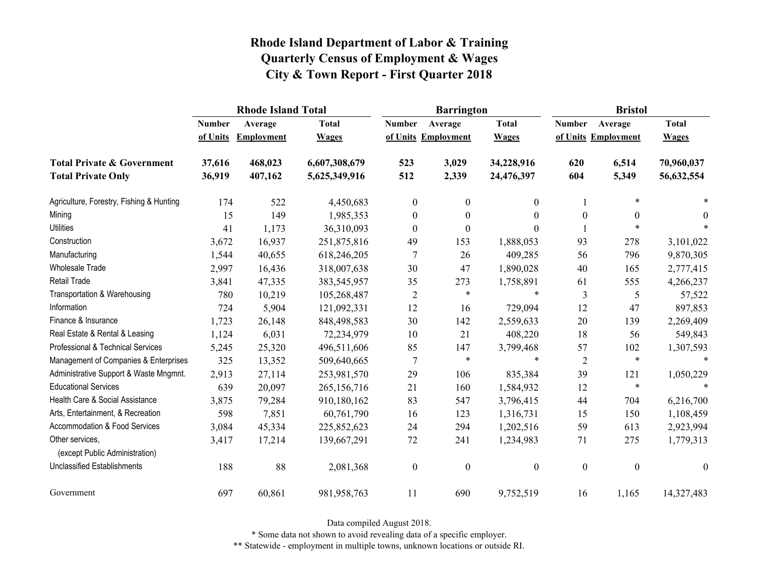# Rhode Island Department of Labor & Training
# Quarterly Census of Employment & Wages
# City & Town Report - First Quarter 2018

| | Rhode Island Total | | | Barrington | | | Bristol | | |
|---|---|---|---|---|---|---|---|---|---|
| | Number of Units | Average Employment | Total Wages | Number of Units | Average Employment | Total Wages | Number of Units | Average Employment | Total Wages |
| **Total Private & Government** | **37,616** | **468,023** | **6,607,308,679** | **523** | **3,029** | **34,228,916** | **620** | **6,514** | **70,960,037** |
| **Total Private Only** | **36,919** | **407,162** | **5,625,349,916** | **512** | **2,339** | **24,476,397** | **604** | **5,349** | **56,632,554** |
| Agriculture, Forestry, Fishing & Hunting | 174 | 522 | 4,450,683 | 0 | 0 | 0 | 1 | * | * |
| Mining | 15 | 149 | 1,985,353 | 0 | 0 | 0 | 0 | 0 | 0 |
| Utilities | 41 | 1,173 | 36,310,093 | 0 | 0 | 0 | 1 | * | * |
| Construction | 3,672 | 16,937 | 251,875,816 | 49 | 153 | 1,888,053 | 93 | 278 | 3,101,022 |
| Manufacturing | 1,544 | 40,655 | 618,246,205 | 7 | 26 | 409,285 | 56 | 796 | 9,870,305 |
| Wholesale Trade | 2,997 | 16,436 | 318,007,638 | 30 | 47 | 1,890,028 | 40 | 165 | 2,777,415 |
| Retail Trade | 3,841 | 47,335 | 383,545,957 | 35 | 273 | 1,758,891 | 61 | 555 | 4,266,237 |
| Transportation & Warehousing | 780 | 10,219 | 105,268,487 | 2 | * | * | 3 | 5 | 57,522 |
| Information | 724 | 5,904 | 121,092,331 | 12 | 16 | 729,094 | 12 | 47 | 897,853 |
| Finance & Insurance | 1,723 | 26,148 | 848,498,583 | 30 | 142 | 2,559,633 | 20 | 139 | 2,269,409 |
| Real Estate & Rental & Leasing | 1,124 | 6,031 | 72,234,979 | 10 | 21 | 408,220 | 18 | 56 | 549,843 |
| Professional & Technical Services | 5,245 | 25,320 | 496,511,606 | 85 | 147 | 3,799,468 | 57 | 102 | 1,307,593 |
| Management of Companies & Enterprises | 325 | 13,352 | 509,640,665 | 7 | * | * | 2 | * | * |
| Administrative Support & Waste Mngmnt. | 2,913 | 27,114 | 253,981,570 | 29 | 106 | 835,384 | 39 | 121 | 1,050,229 |
| Educational Services | 639 | 20,097 | 265,156,716 | 21 | 160 | 1,584,932 | 12 | * | * |
| Health Care & Social Assistance | 3,875 | 79,284 | 910,180,162 | 83 | 547 | 3,796,415 | 44 | 704 | 6,216,700 |
| Arts, Entertainment, & Recreation | 598 | 7,851 | 60,761,790 | 16 | 123 | 1,316,731 | 15 | 150 | 1,108,459 |
| Accommodation & Food Services | 3,084 | 45,334 | 225,852,623 | 24 | 294 | 1,202,516 | 59 | 613 | 2,923,994 |
| Other services, (except Public Administration) | 3,417 | 17,214 | 139,667,291 | 72 | 241 | 1,234,983 | 71 | 275 | 1,779,313 |
| Unclassified Establishments | 188 | 88 | 2,081,368 | 0 | 0 | 0 | 0 | 0 | 0 |
| Government | 697 | 60,861 | 981,958,763 | 11 | 690 | 9,752,519 | 16 | 1,165 | 14,327,483 |

Data compiled August 2018.

* Some data not shown to avoid revealing data of a specific employer.

** Statewide - employment in multiple towns, unknown locations or outside RI.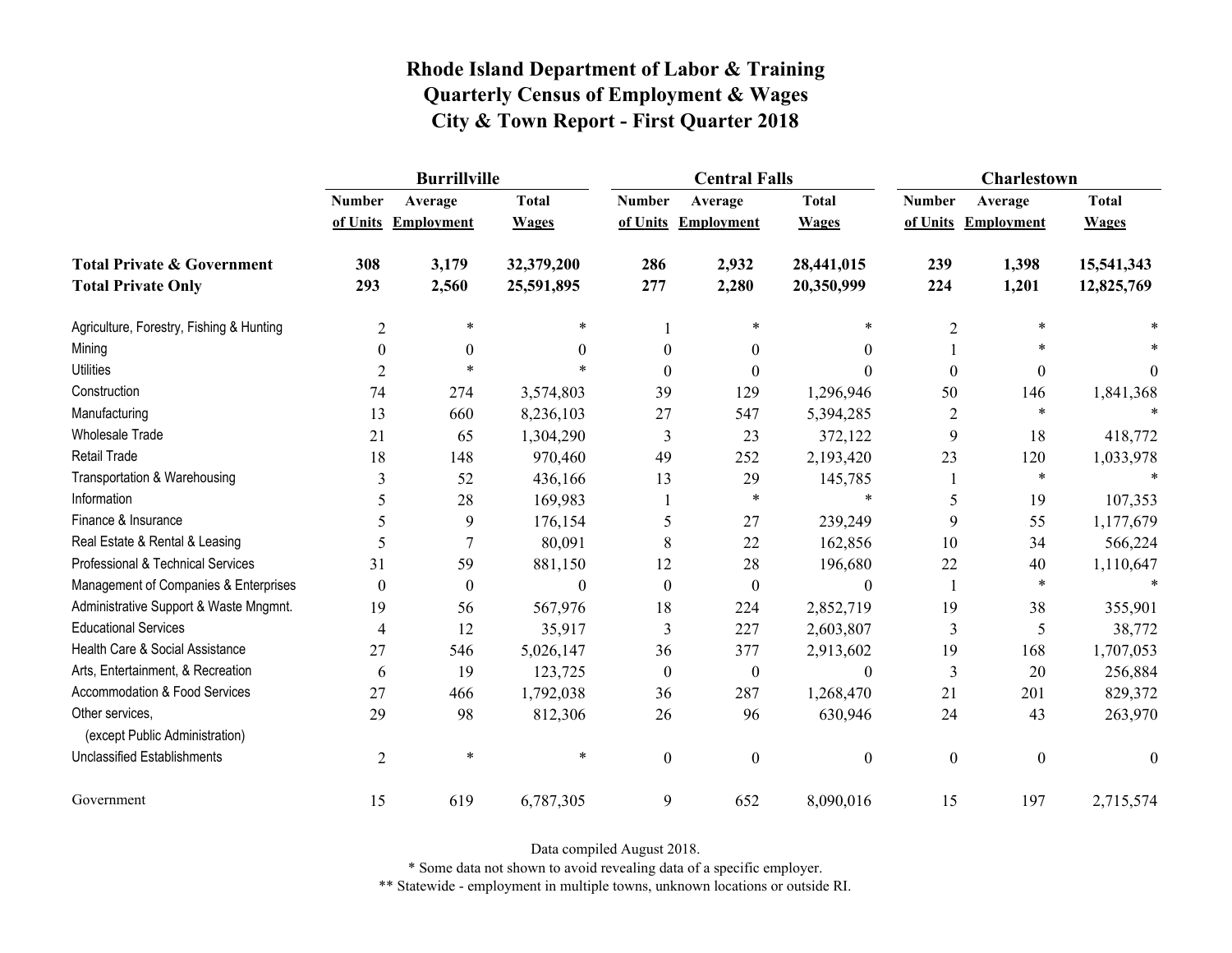# Rhode Island Department of Labor & Training
# Quarterly Census of Employment & Wages
# City & Town Report - First Quarter 2018

| | Burrillville | | | Central Falls | | | Charlestown | | |
|---|---|---|---|---|---|---|---|---|---|
| | Number of Units | Average Employment | Total Wages | Number of Units | Average Employment | Total Wages | Number of Units | Average Employment | Total Wages |
| **Total Private & Government** | **308** | **3,179** | **32,379,200** | **286** | **2,932** | **28,441,015** | **239** | **1,398** | **15,541,343** |
| **Total Private Only** | **293** | **2,560** | **25,591,895** | **277** | **2,280** | **20,350,999** | **224** | **1,201** | **12,825,769** |
| Agriculture, Forestry, Fishing & Hunting | 2 | * | * | 1 | * | * | 2 | * | * |
| Mining | 0 | 0 | 0 | 0 | 0 | 0 | 1 | * | * |
| Utilities | 2 | * | * | 0 | 0 | 0 | 0 | 0 | 0 |
| Construction | 74 | 274 | 3,574,803 | 39 | 129 | 1,296,946 | 50 | 146 | 1,841,368 |
| Manufacturing | 13 | 660 | 8,236,103 | 27 | 547 | 5,394,285 | 2 | * | * |
| Wholesale Trade | 21 | 65 | 1,304,290 | 3 | 23 | 372,122 | 9 | 18 | 418,772 |
| Retail Trade | 18 | 148 | 970,460 | 49 | 252 | 2,193,420 | 23 | 120 | 1,033,978 |
| Transportation & Warehousing | 3 | 52 | 436,166 | 13 | 29 | 145,785 | 1 | * | * |
| Information | 5 | 28 | 169,983 | 1 | * | * | 5 | 19 | 107,353 |
| Finance & Insurance | 5 | 9 | 176,154 | 5 | 27 | 239,249 | 9 | 55 | 1,177,679 |
| Real Estate & Rental & Leasing | 5 | 7 | 80,091 | 8 | 22 | 162,856 | 10 | 34 | 566,224 |
| Professional & Technical Services | 31 | 59 | 881,150 | 12 | 28 | 196,680 | 22 | 40 | 1,110,647 |
| Management of Companies & Enterprises | 0 | 0 | 0 | 0 | 0 | 0 | 1 | * | * |
| Administrative Support & Waste Mngmnt. | 19 | 56 | 567,976 | 18 | 224 | 2,852,719 | 19 | 38 | 355,901 |
| Educational Services | 4 | 12 | 35,917 | 3 | 227 | 2,603,807 | 3 | 5 | 38,772 |
| Health Care & Social Assistance | 27 | 546 | 5,026,147 | 36 | 377 | 2,913,602 | 19 | 168 | 1,707,053 |
| Arts, Entertainment, & Recreation | 6 | 19 | 123,725 | 0 | 0 | 0 | 3 | 20 | 256,884 |
| Accommodation & Food Services | 27 | 466 | 1,792,038 | 36 | 287 | 1,268,470 | 21 | 201 | 829,372 |
| Other services, (except Public Administration) | 29 | 98 | 812,306 | 26 | 96 | 630,946 | 24 | 43 | 263,970 |
| Unclassified Establishments | 2 | * | * | 0 | 0 | 0 | 0 | 0 | 0 |
| Government | 15 | 619 | 6,787,305 | 9 | 652 | 8,090,016 | 15 | 197 | 2,715,574 |

Data compiled August 2018.

* Some data not shown to avoid revealing data of a specific employer.

** Statewide - employment in multiple towns, unknown locations or outside RI.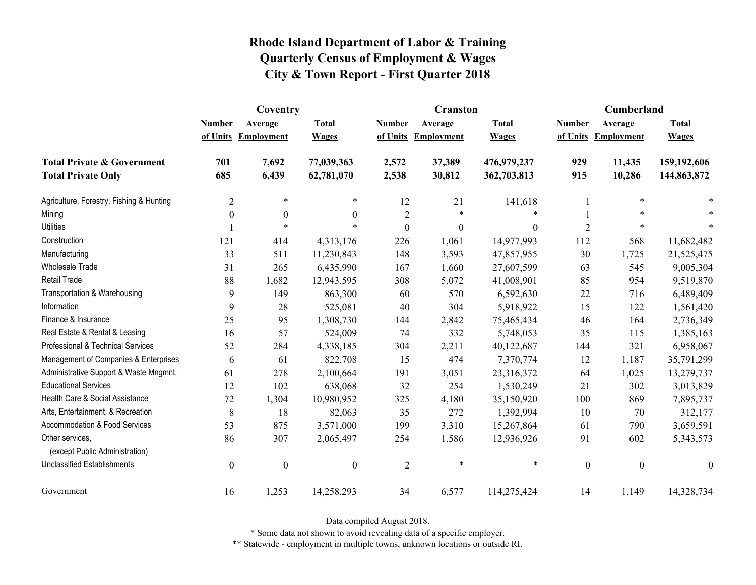# Rhode Island Department of Labor & Training
# Quarterly Census of Employment & Wages
# City & Town Report - First Quarter 2018

| | Coventry | | | Cranston | | | Cumberland | | |
|---|---|---|---|---|---|---|---|---|---|
| | Number of Units | Average Employment | Total Wages | Number of Units | Average Employment | Total Wages | Number of Units | Average Employment | Total Wages |
| **Total Private & Government** | **701** | **7,692** | **77,039,363** | **2,572** | **37,389** | **476,979,237** | **929** | **11,435** | **159,192,606** |
| **Total Private Only** | **685** | **6,439** | **62,781,070** | **2,538** | **30,812** | **362,703,813** | **915** | **10,286** | **144,863,872** |
| Agriculture, Forestry, Fishing & Hunting | 2 | * | * | 12 | 21 | 141,618 | 1 | * | * |
| Mining | 0 | 0 | 0 | 2 | * | * | 1 | * | * |
| Utilities | 1 | * | * | 0 | 0 | 0 | 2 | * | * |
| Construction | 121 | 414 | 4,313,176 | 226 | 1,061 | 14,977,993 | 112 | 568 | 11,682,482 |
| Manufacturing | 33 | 511 | 11,230,843 | 148 | 3,593 | 47,857,955 | 30 | 1,725 | 21,525,475 |
| Wholesale Trade | 31 | 265 | 6,435,990 | 167 | 1,660 | 27,607,599 | 63 | 545 | 9,005,304 |
| Retail Trade | 88 | 1,682 | 12,943,595 | 308 | 5,072 | 41,008,901 | 85 | 954 | 9,519,870 |
| Transportation & Warehousing | 9 | 149 | 863,300 | 60 | 570 | 6,592,630 | 22 | 716 | 6,489,409 |
| Information | 9 | 28 | 525,081 | 40 | 304 | 5,918,922 | 15 | 122 | 1,561,420 |
| Finance & Insurance | 25 | 95 | 1,308,730 | 144 | 2,842 | 75,465,434 | 46 | 164 | 2,736,349 |
| Real Estate & Rental & Leasing | 16 | 57 | 524,009 | 74 | 332 | 5,748,053 | 35 | 115 | 1,385,163 |
| Professional & Technical Services | 52 | 284 | 4,338,185 | 304 | 2,211 | 40,122,687 | 144 | 321 | 6,958,067 |
| Management of Companies & Enterprises | 6 | 61 | 822,708 | 15 | 474 | 7,370,774 | 12 | 1,187 | 35,791,299 |
| Administrative Support & Waste Mngmnt. | 61 | 278 | 2,100,664 | 191 | 3,051 | 23,316,372 | 64 | 1,025 | 13,279,737 |
| Educational Services | 12 | 102 | 638,068 | 32 | 254 | 1,530,249 | 21 | 302 | 3,013,829 |
| Health Care & Social Assistance | 72 | 1,304 | 10,980,952 | 325 | 4,180 | 35,150,920 | 100 | 869 | 7,895,737 |
| Arts, Entertainment, & Recreation | 8 | 18 | 82,063 | 35 | 272 | 1,392,994 | 10 | 70 | 312,177 |
| Accommodation & Food Services | 53 | 875 | 3,571,000 | 199 | 3,310 | 15,267,864 | 61 | 790 | 3,659,591 |
| Other services, (except Public Administration) | 86 | 307 | 2,065,497 | 254 | 1,586 | 12,936,926 | 91 | 602 | 5,343,573 |
| Unclassified Establishments | 0 | 0 | 0 | 2 | * | * | 0 | 0 | 0 |
| Government | 16 | 1,253 | 14,258,293 | 34 | 6,577 | 114,275,424 | 14 | 1,149 | 14,328,734 |

Data compiled August 2018.

* Some data not shown to avoid revealing data of a specific employer.

** Statewide - employment in multiple towns, unknown locations or outside RI.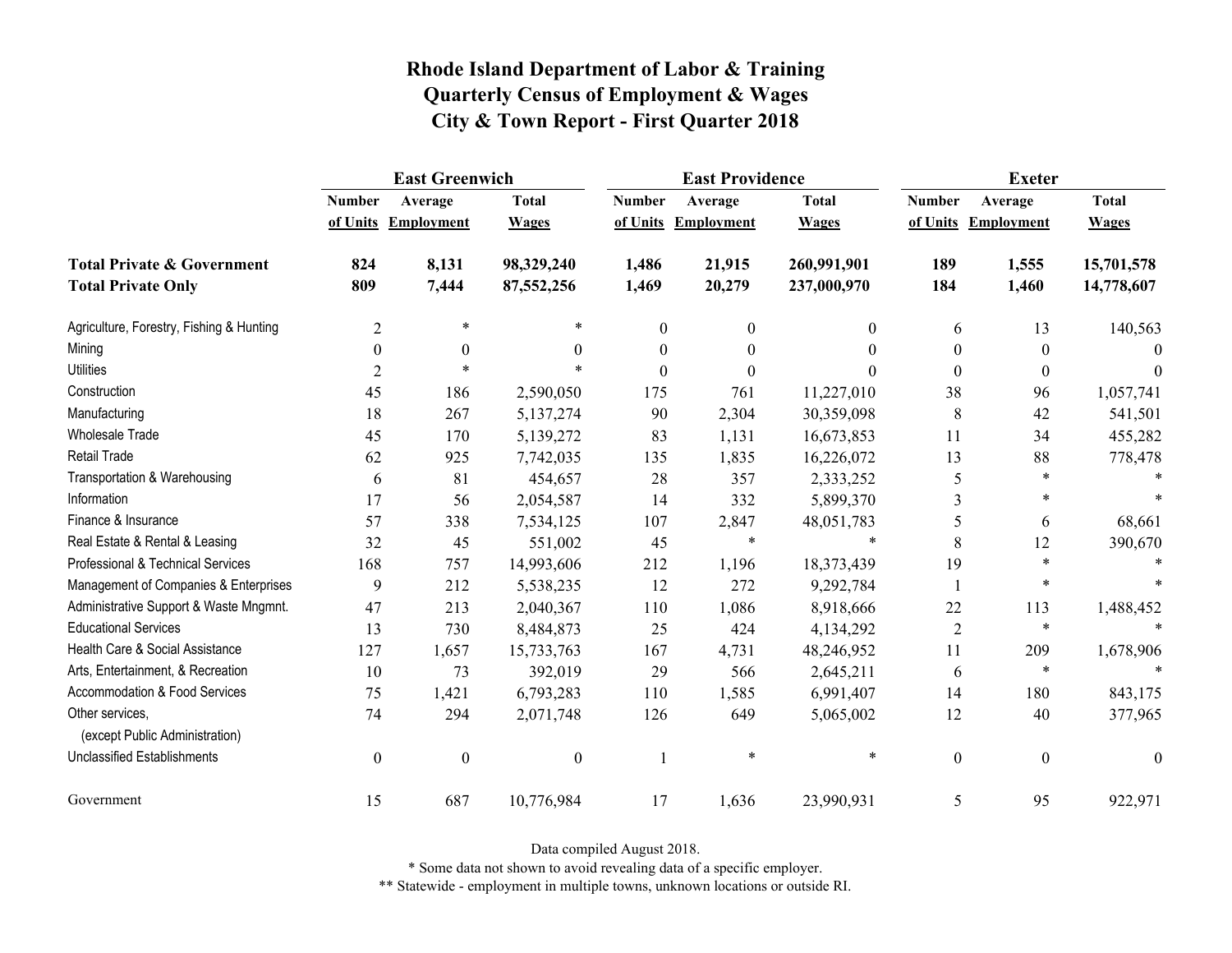# Rhode Island Department of Labor & Training
## Quarterly Census of Employment & Wages
## City & Town Report - First Quarter 2018

| | East Greenwich | | | East Providence | | | Exeter | | |
|---|---|---|---|---|---|---|---|---|---|
| | Number of Units | Average Employment | Total Wages | Number of Units | Average Employment | Total Wages | Number of Units | Average Employment | Total Wages |
| **Total Private & Government** | **824** | **8,131** | **98,329,240** | **1,486** | **21,915** | **260,991,901** | **189** | **1,555** | **15,701,578** |
| **Total Private Only** | **809** | **7,444** | **87,552,256** | **1,469** | **20,279** | **237,000,970** | **184** | **1,460** | **14,778,607** |
| Agriculture, Forestry, Fishing & Hunting | 2 | * | * | 0 | 0 | 0 | 6 | 13 | 140,563 |
| Mining | 0 | 0 | 0 | 0 | 0 | 0 | 0 | 0 | 0 |
| Utilities | 2 | * | * | 0 | 0 | 0 | 0 | 0 | 0 |
| Construction | 45 | 186 | 2,590,050 | 175 | 761 | 11,227,010 | 38 | 96 | 1,057,741 |
| Manufacturing | 18 | 267 | 5,137,274 | 90 | 2,304 | 30,359,098 | 8 | 42 | 541,501 |
| Wholesale Trade | 45 | 170 | 5,139,272 | 83 | 1,131 | 16,673,853 | 11 | 34 | 455,282 |
| Retail Trade | 62 | 925 | 7,742,035 | 135 | 1,835 | 16,226,072 | 13 | 88 | 778,478 |
| Transportation & Warehousing | 6 | 81 | 454,657 | 28 | 357 | 2,333,252 | 5 | * | * |
| Information | 17 | 56 | 2,054,587 | 14 | 332 | 5,899,370 | 3 | * | * |
| Finance & Insurance | 57 | 338 | 7,534,125 | 107 | 2,847 | 48,051,783 | 5 | 6 | 68,661 |
| Real Estate & Rental & Leasing | 32 | 45 | 551,002 | 45 | * | * | 8 | 12 | 390,670 |
| Professional & Technical Services | 168 | 757 | 14,993,606 | 212 | 1,196 | 18,373,439 | 19 | * | * |
| Management of Companies & Enterprises | 9 | 212 | 5,538,235 | 12 | 272 | 9,292,784 | 1 | * | * |
| Administrative Support & Waste Mngmnt. | 47 | 213 | 2,040,367 | 110 | 1,086 | 8,918,666 | 22 | 113 | 1,488,452 |
| Educational Services | 13 | 730 | 8,484,873 | 25 | 424 | 4,134,292 | 2 | * | * |
| Health Care & Social Assistance | 127 | 1,657 | 15,733,763 | 167 | 4,731 | 48,246,952 | 11 | 209 | 1,678,906 |
| Arts, Entertainment, & Recreation | 10 | 73 | 392,019 | 29 | 566 | 2,645,211 | 6 | * | * |
| Accommodation & Food Services | 75 | 1,421 | 6,793,283 | 110 | 1,585 | 6,991,407 | 14 | 180 | 843,175 |
| Other services, (except Public Administration) | 74 | 294 | 2,071,748 | 126 | 649 | 5,065,002 | 12 | 40 | 377,965 |
| Unclassified Establishments | 0 | 0 | 0 | 1 | * | * | 0 | 0 | 0 |
| Government | 15 | 687 | 10,776,984 | 17 | 1,636 | 23,990,931 | 5 | 95 | 922,971 |

Data compiled August 2018.

* Some data not shown to avoid revealing data of a specific employer.

** Statewide - employment in multiple towns, unknown locations or outside RI.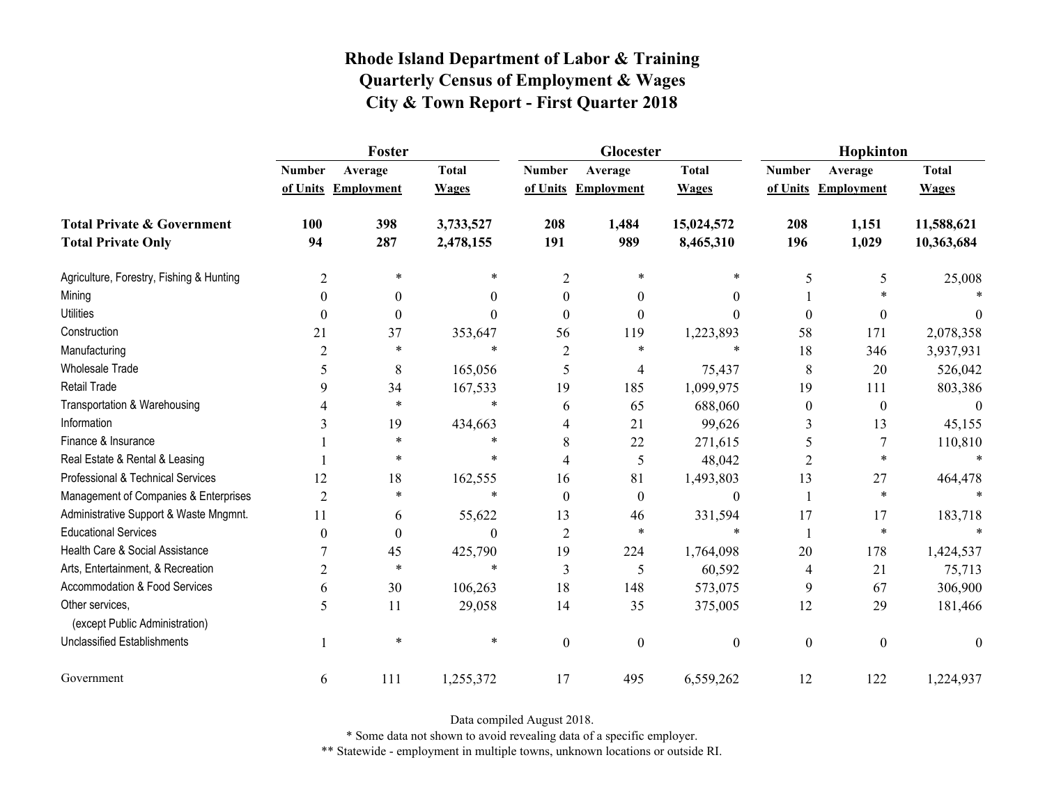# Rhode Island Department of Labor & Training
## Quarterly Census of Employment & Wages
## City & Town Report - First Quarter 2018

| | Foster | | | Glocester | | | Hopkinton | | |
|---|---|---|---|---|---|---|---|---|---|
| | Number of Units | Average Employment | Total Wages | Number of Units | Average Employment | Total Wages | Number of Units | Average Employment | Total Wages |
| **Total Private & Government** | **100** | **398** | **3,733,527** | **208** | **1,484** | **15,024,572** | **208** | **1,151** | **11,588,621** |
| **Total Private Only** | **94** | **287** | **2,478,155** | **191** | **989** | **8,465,310** | **196** | **1,029** | **10,363,684** |
| Agriculture, Forestry, Fishing & Hunting | 2 | * | * | 2 | * | * | 5 | 5 | 25,008 |
| Mining | 0 | 0 | 0 | 0 | 0 | 0 | 1 | * | * |
| Utilities | 0 | 0 | 0 | 0 | 0 | 0 | 0 | 0 | 0 |
| Construction | 21 | 37 | 353,647 | 56 | 119 | 1,223,893 | 58 | 171 | 2,078,358 |
| Manufacturing | 2 | * | * | 2 | * | * | 18 | 346 | 3,937,931 |
| Wholesale Trade | 5 | 8 | 165,056 | 5 | 4 | 75,437 | 8 | 20 | 526,042 |
| Retail Trade | 9 | 34 | 167,533 | 19 | 185 | 1,099,975 | 19 | 111 | 803,386 |
| Transportation & Warehousing | 4 | * | * | 6 | 65 | 688,060 | 0 | 0 | 0 |
| Information | 3 | 19 | 434,663 | 4 | 21 | 99,626 | 3 | 13 | 45,155 |
| Finance & Insurance | 1 | * | * | 8 | 22 | 271,615 | 5 | 7 | 110,810 |
| Real Estate & Rental & Leasing | 1 | * | * | 4 | 5 | 48,042 | 2 | * | * |
| Professional & Technical Services | 12 | 18 | 162,555 | 16 | 81 | 1,493,803 | 13 | 27 | 464,478 |
| Management of Companies & Enterprises | 2 | * | * | 0 | 0 | 0 | 1 | * | * |
| Administrative Support & Waste Mngmnt. | 11 | 6 | 55,622 | 13 | 46 | 331,594 | 17 | 17 | 183,718 |
| Educational Services | 0 | 0 | 0 | 2 | * | * | 1 | * | * |
| Health Care & Social Assistance | 7 | 45 | 425,790 | 19 | 224 | 1,764,098 | 20 | 178 | 1,424,537 |
| Arts, Entertainment, & Recreation | 2 | * | * | 3 | 5 | 60,592 | 4 | 21 | 75,713 |
| Accommodation & Food Services | 6 | 30 | 106,263 | 18 | 148 | 573,075 | 9 | 67 | 306,900 |
| Other services, (except Public Administration) | 5 | 11 | 29,058 | 14 | 35 | 375,005 | 12 | 29 | 181,466 |
| Unclassified Establishments | 1 | * | * | 0 | 0 | 0 | 0 | 0 | 0 |
| Government | 6 | 111 | 1,255,372 | 17 | 495 | 6,559,262 | 12 | 122 | 1,224,937 |

Data compiled August 2018.

* Some data not shown to avoid revealing data of a specific employer.

** Statewide - employment in multiple towns, unknown locations or outside RI.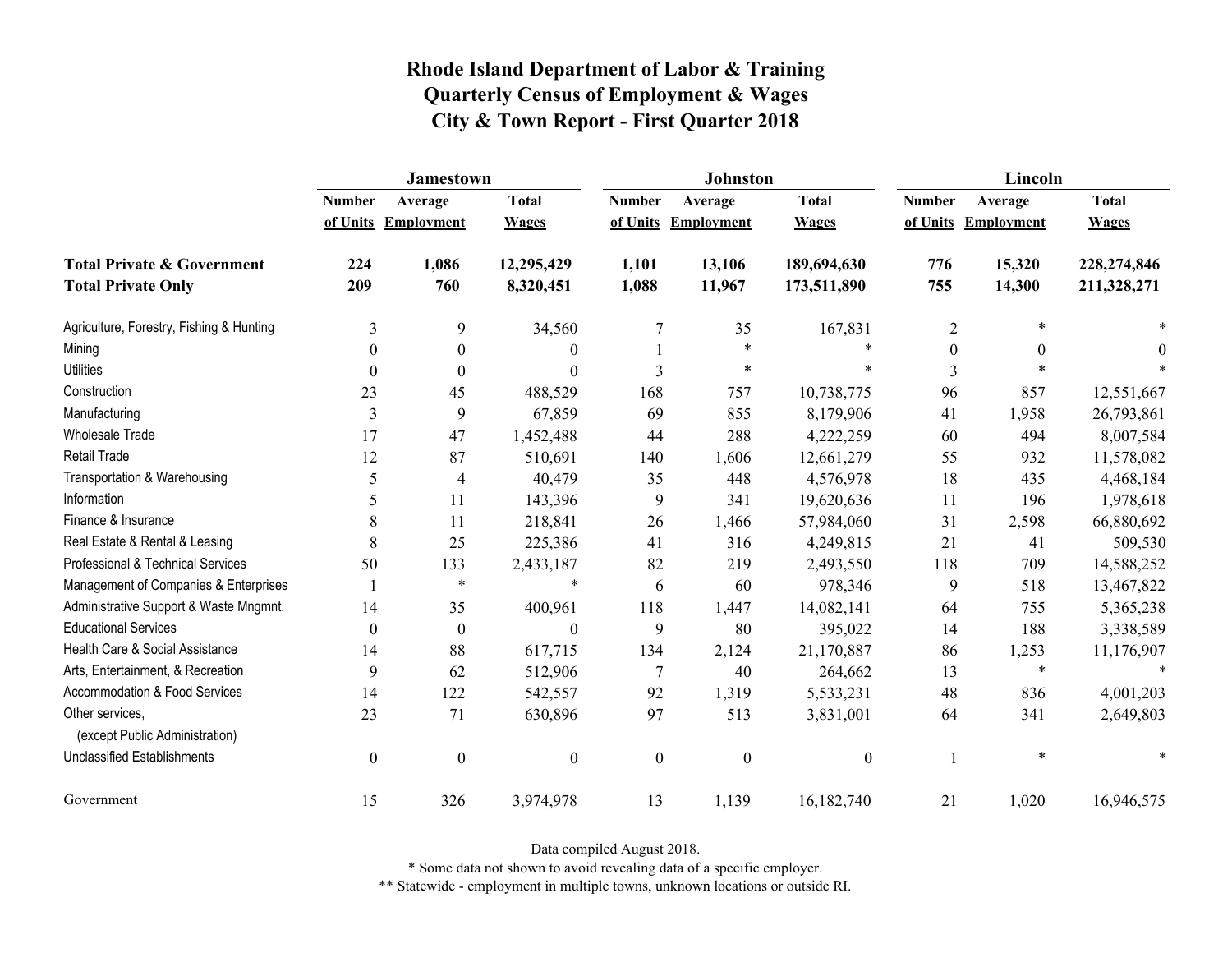# Rhode Island Department of Labor & Training
## Quarterly Census of Employment & Wages
## City & Town Report - First Quarter 2018

| | Jamestown | | | Johnston | | | Lincoln | | |
|---|---|---|---|---|---|---|---|---|---|
| | Number of Units | Average Employment | Total Wages | Number of Units | Average Employment | Total Wages | Number of Units | Average Employment | Total Wages |
| **Total Private & Government** | **224** | **1,086** | **12,295,429** | **1,101** | **13,106** | **189,694,630** | **776** | **15,320** | **228,274,846** |
| **Total Private Only** | **209** | **760** | **8,320,451** | **1,088** | **11,967** | **173,511,890** | **755** | **14,300** | **211,328,271** |
| Agriculture, Forestry, Fishing & Hunting | 3 | 9 | 34,560 | 7 | 35 | 167,831 | 2 | * | * |
| Mining | 0 | 0 | 0 | 1 | * | * | 0 | 0 | 0 |
| Utilities | 0 | 0 | 0 | 3 | * | * | 3 | * | * |
| Construction | 23 | 45 | 488,529 | 168 | 757 | 10,738,775 | 96 | 857 | 12,551,667 |
| Manufacturing | 3 | 9 | 67,859 | 69 | 855 | 8,179,906 | 41 | 1,958 | 26,793,861 |
| Wholesale Trade | 17 | 47 | 1,452,488 | 44 | 288 | 4,222,259 | 60 | 494 | 8,007,584 |
| Retail Trade | 12 | 87 | 510,691 | 140 | 1,606 | 12,661,279 | 55 | 932 | 11,578,082 |
| Transportation & Warehousing | 5 | 4 | 40,479 | 35 | 448 | 4,576,978 | 18 | 435 | 4,468,184 |
| Information | 5 | 11 | 143,396 | 9 | 341 | 19,620,636 | 11 | 196 | 1,978,618 |
| Finance & Insurance | 8 | 11 | 218,841 | 26 | 1,466 | 57,984,060 | 31 | 2,598 | 66,880,692 |
| Real Estate & Rental & Leasing | 8 | 25 | 225,386 | 41 | 316 | 4,249,815 | 21 | 41 | 509,530 |
| Professional & Technical Services | 50 | 133 | 2,433,187 | 82 | 219 | 2,493,550 | 118 | 709 | 14,588,252 |
| Management of Companies & Enterprises | 1 | * | * | 6 | 60 | 978,346 | 9 | 518 | 13,467,822 |
| Administrative Support & Waste Mngmnt. | 14 | 35 | 400,961 | 118 | 1,447 | 14,082,141 | 64 | 755 | 5,365,238 |
| Educational Services | 0 | 0 | 0 | 9 | 80 | 395,022 | 14 | 188 | 3,338,589 |
| Health Care & Social Assistance | 14 | 88 | 617,715 | 134 | 2,124 | 21,170,887 | 86 | 1,253 | 11,176,907 |
| Arts, Entertainment, & Recreation | 9 | 62 | 512,906 | 7 | 40 | 264,662 | 13 | * | * |
| Accommodation & Food Services | 14 | 122 | 542,557 | 92 | 1,319 | 5,533,231 | 48 | 836 | 4,001,203 |
| Other services, (except Public Administration) | 23 | 71 | 630,896 | 97 | 513 | 3,831,001 | 64 | 341 | 2,649,803 |
| Unclassified Establishments | 0 | 0 | 0 | 0 | 0 | 0 | 1 | * | * |
| Government | 15 | 326 | 3,974,978 | 13 | 1,139 | 16,182,740 | 21 | 1,020 | 16,946,575 |

Data compiled August 2018.

* Some data not shown to avoid revealing data of a specific employer.

** Statewide - employment in multiple towns, unknown locations or outside RI.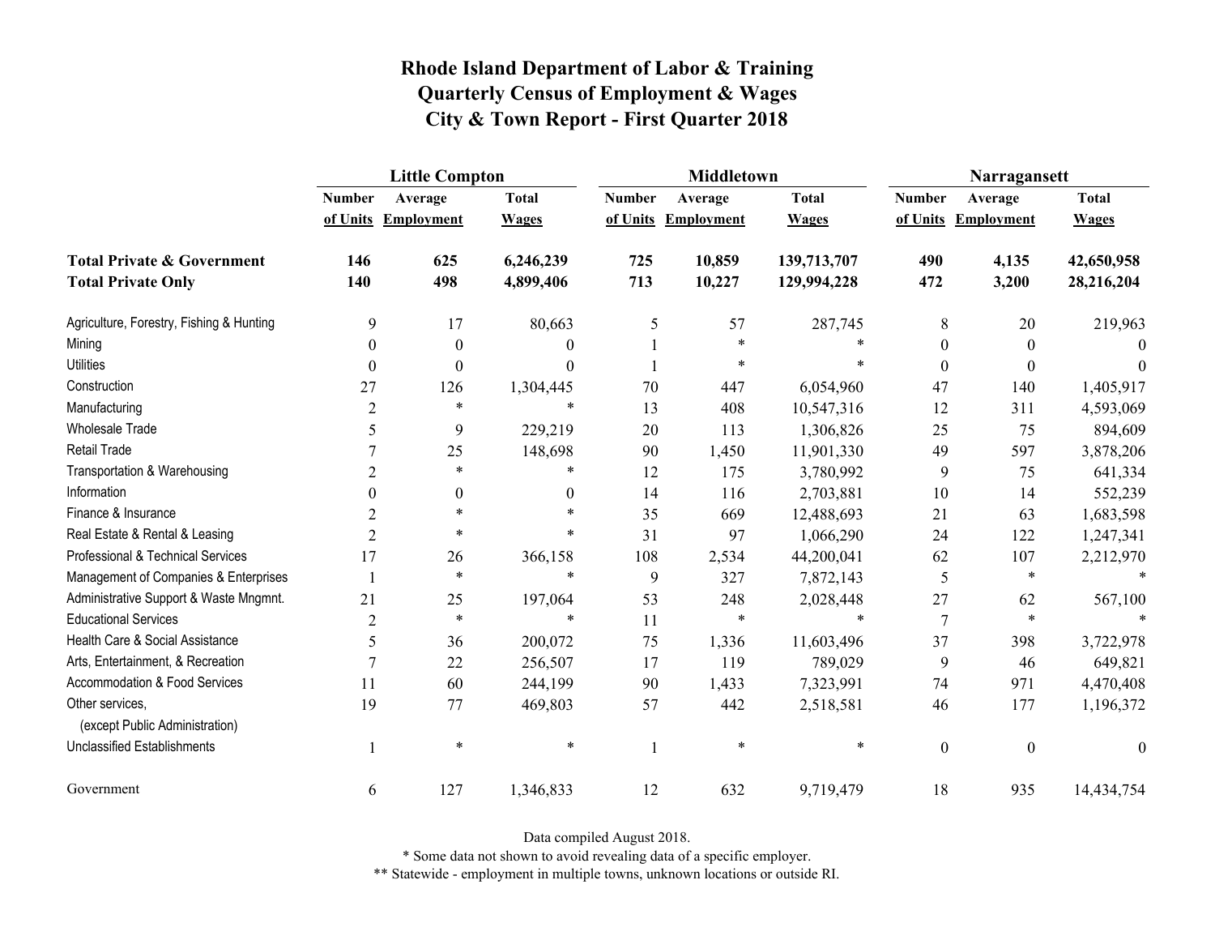# Rhode Island Department of Labor & Training
# Quarterly Census of Employment & Wages
# City & Town Report - First Quarter 2018

| | Little Compton | | | Middletown | | | Narragansett | | |
|---|---|---|---|---|---|---|---|---|---|
| | Number of Units | Average Employment | Total Wages | Number of Units | Average Employment | Total Wages | Number of Units | Average Employment | Total Wages |
| **Total Private & Government** | **146** | **625** | **6,246,239** | **725** | **10,859** | **139,713,707** | **490** | **4,135** | **42,650,958** |
| **Total Private Only** | **140** | **498** | **4,899,406** | **713** | **10,227** | **129,994,228** | **472** | **3,200** | **28,216,204** |
| Agriculture, Forestry, Fishing & Hunting | 9 | 17 | 80,663 | 5 | 57 | 287,745 | 8 | 20 | 219,963 |
| Mining | 0 | 0 | 0 | 1 | * | * | 0 | 0 | 0 |
| Utilities | 0 | 0 | 0 | 1 | * | * | 0 | 0 | 0 |
| Construction | 27 | 126 | 1,304,445 | 70 | 447 | 6,054,960 | 47 | 140 | 1,405,917 |
| Manufacturing | 2 | * | * | 13 | 408 | 10,547,316 | 12 | 311 | 4,593,069 |
| Wholesale Trade | 5 | 9 | 229,219 | 20 | 113 | 1,306,826 | 25 | 75 | 894,609 |
| Retail Trade | 7 | 25 | 148,698 | 90 | 1,450 | 11,901,330 | 49 | 597 | 3,878,206 |
| Transportation & Warehousing | 2 | * | * | 12 | 175 | 3,780,992 | 9 | 75 | 641,334 |
| Information | 0 | 0 | 0 | 14 | 116 | 2,703,881 | 10 | 14 | 552,239 |
| Finance & Insurance | 2 | * | * | 35 | 669 | 12,488,693 | 21 | 63 | 1,683,598 |
| Real Estate & Rental & Leasing | 2 | * | * | 31 | 97 | 1,066,290 | 24 | 122 | 1,247,341 |
| Professional & Technical Services | 17 | 26 | 366,158 | 108 | 2,534 | 44,200,041 | 62 | 107 | 2,212,970 |
| Management of Companies & Enterprises | 1 | * | * | 9 | 327 | 7,872,143 | 5 | * | * |
| Administrative Support & Waste Mngmnt. | 21 | 25 | 197,064 | 53 | 248 | 2,028,448 | 27 | 62 | 567,100 |
| Educational Services | 2 | * | * | 11 | * | * | 7 | * | * |
| Health Care & Social Assistance | 5 | 36 | 200,072 | 75 | 1,336 | 11,603,496 | 37 | 398 | 3,722,978 |
| Arts, Entertainment, & Recreation | 7 | 22 | 256,507 | 17 | 119 | 789,029 | 9 | 46 | 649,821 |
| Accommodation & Food Services | 11 | 60 | 244,199 | 90 | 1,433 | 7,323,991 | 74 | 971 | 4,470,408 |
| Other services, (except Public Administration) | 19 | 77 | 469,803 | 57 | 442 | 2,518,581 | 46 | 177 | 1,196,372 |
| Unclassified Establishments | 1 | * | * | 1 | * | * | 0 | 0 | 0 |
| Government | 6 | 127 | 1,346,833 | 12 | 632 | 9,719,479 | 18 | 935 | 14,434,754 |

Data compiled August 2018.

* Some data not shown to avoid revealing data of a specific employer.

** Statewide - employment in multiple towns, unknown locations or outside RI.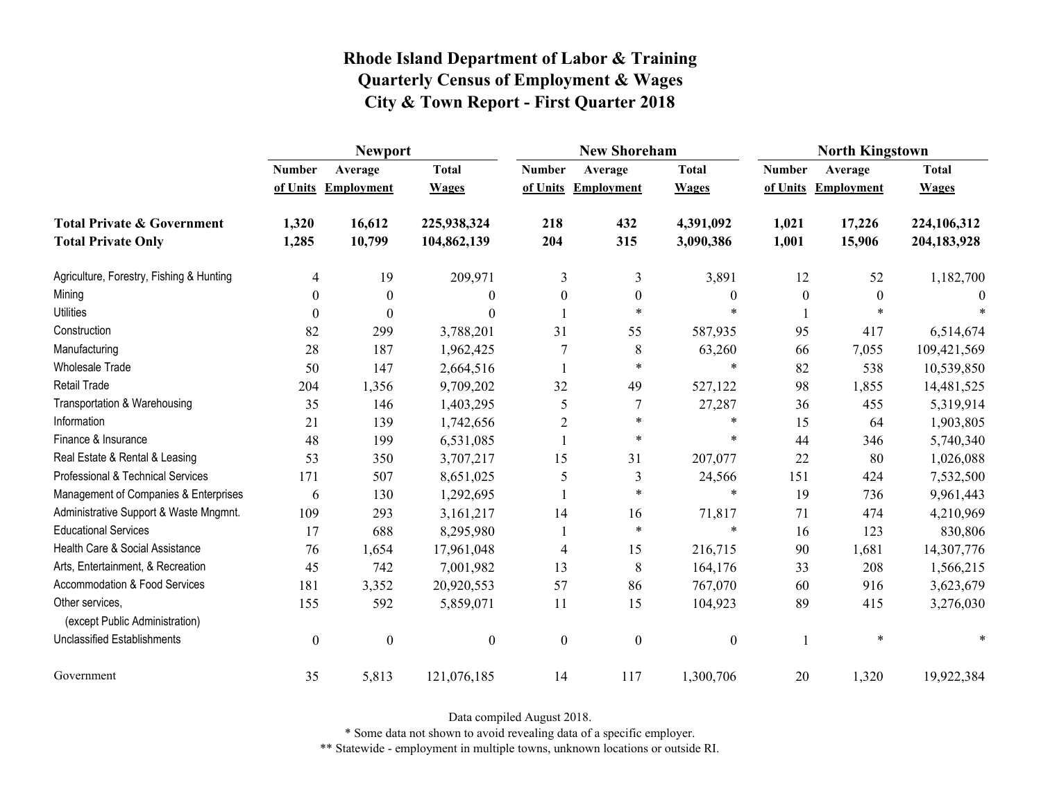# Rhode Island Department of Labor & Training
# Quarterly Census of Employment & Wages
# City & Town Report - First Quarter 2018

| | Newport | | | New Shoreham | | | North Kingstown | | |
|---|---|---|---|---|---|---|---|---|---|
| | Number of Units | Average Employment | Total Wages | Number of Units | Average Employment | Total Wages | Number of Units | Average Employment | Total Wages |
| **Total Private & Government** | **1,320** | **16,612** | **225,938,324** | **218** | **432** | **4,391,092** | **1,021** | **17,226** | **224,106,312** |
| **Total Private Only** | **1,285** | **10,799** | **104,862,139** | **204** | **315** | **3,090,386** | **1,001** | **15,906** | **204,183,928** |
| Agriculture, Forestry, Fishing & Hunting | 4 | 19 | 209,971 | 3 | 3 | 3,891 | 12 | 52 | 1,182,700 |
| Mining | 0 | 0 | 0 | 0 | 0 | 0 | 0 | 0 | 0 |
| Utilities | 0 | 0 | 0 | 1 | * | * | 1 | * | * |
| Construction | 82 | 299 | 3,788,201 | 31 | 55 | 587,935 | 95 | 417 | 6,514,674 |
| Manufacturing | 28 | 187 | 1,962,425 | 7 | 8 | 63,260 | 66 | 7,055 | 109,421,569 |
| Wholesale Trade | 50 | 147 | 2,664,516 | 1 | * | * | 82 | 538 | 10,539,850 |
| Retail Trade | 204 | 1,356 | 9,709,202 | 32 | 49 | 527,122 | 98 | 1,855 | 14,481,525 |
| Transportation & Warehousing | 35 | 146 | 1,403,295 | 5 | 7 | 27,287 | 36 | 455 | 5,319,914 |
| Information | 21 | 139 | 1,742,656 | 2 | * | * | 15 | 64 | 1,903,805 |
| Finance & Insurance | 48 | 199 | 6,531,085 | 1 | * | * | 44 | 346 | 5,740,340 |
| Real Estate & Rental & Leasing | 53 | 350 | 3,707,217 | 15 | 31 | 207,077 | 22 | 80 | 1,026,088 |
| Professional & Technical Services | 171 | 507 | 8,651,025 | 5 | 3 | 24,566 | 151 | 424 | 7,532,500 |
| Management of Companies & Enterprises | 6 | 130 | 1,292,695 | 1 | * | * | 19 | 736 | 9,961,443 |
| Administrative Support & Waste Mngmnt. | 109 | 293 | 3,161,217 | 14 | 16 | 71,817 | 71 | 474 | 4,210,969 |
| Educational Services | 17 | 688 | 8,295,980 | 1 | * | * | 16 | 123 | 830,806 |
| Health Care & Social Assistance | 76 | 1,654 | 17,961,048 | 4 | 15 | 216,715 | 90 | 1,681 | 14,307,776 |
| Arts, Entertainment, & Recreation | 45 | 742 | 7,001,982 | 13 | 8 | 164,176 | 33 | 208 | 1,566,215 |
| Accommodation & Food Services | 181 | 3,352 | 20,920,553 | 57 | 86 | 767,070 | 60 | 916 | 3,623,679 |
| Other services, (except Public Administration) | 155 | 592 | 5,859,071 | 11 | 15 | 104,923 | 89 | 415 | 3,276,030 |
| Unclassified Establishments | 0 | 0 | 0 | 0 | 0 | 0 | 1 | * | * |
| Government | 35 | 5,813 | 121,076,185 | 14 | 117 | 1,300,706 | 20 | 1,320 | 19,922,384 |

Data compiled August 2018.

* Some data not shown to avoid revealing data of a specific employer.

** Statewide - employment in multiple towns, unknown locations or outside RI.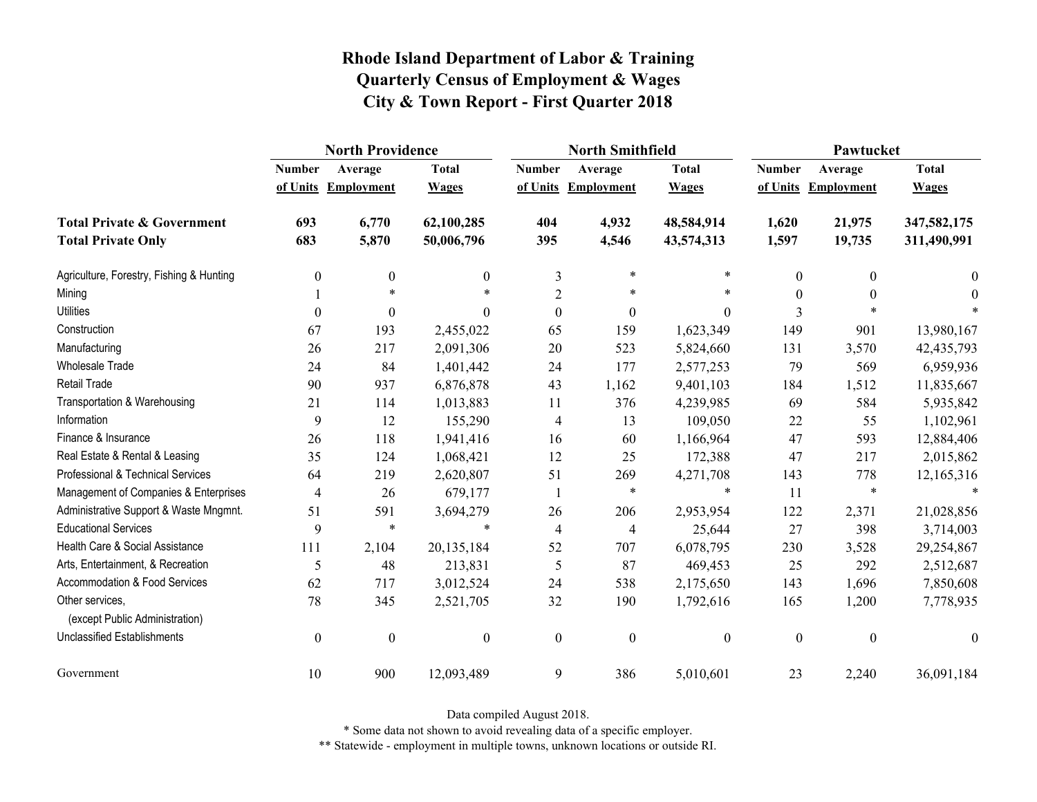# Rhode Island Department of Labor & Training
## Quarterly Census of Employment & Wages
## City & Town Report - First Quarter 2018

| | North Providence | | | North Smithfield | | | Pawtucket | | |
|---|---|---|---|---|---|---|---|---|---|
| | Number of Units | Average Employment | Total Wages | Number of Units | Average Employment | Total Wages | Number of Units | Average Employment | Total Wages |
| **Total Private & Government** | **693** | **6,770** | **62,100,285** | **404** | **4,932** | **48,584,914** | **1,620** | **21,975** | **347,582,175** |
| **Total Private Only** | **683** | **5,870** | **50,006,796** | **395** | **4,546** | **43,574,313** | **1,597** | **19,735** | **311,490,991** |
| Agriculture, Forestry, Fishing & Hunting | 0 | 0 | 0 | 3 | * | * | 0 | 0 | 0 |
| Mining | 1 | * | * | 2 | * | * | 0 | 0 | 0 |
| Utilities | 0 | 0 | 0 | 0 | 0 | 0 | 3 | * | * |
| Construction | 67 | 193 | 2,455,022 | 65 | 159 | 1,623,349 | 149 | 901 | 13,980,167 |
| Manufacturing | 26 | 217 | 2,091,306 | 20 | 523 | 5,824,660 | 131 | 3,570 | 42,435,793 |
| Wholesale Trade | 24 | 84 | 1,401,442 | 24 | 177 | 2,577,253 | 79 | 569 | 6,959,936 |
| Retail Trade | 90 | 937 | 6,876,878 | 43 | 1,162 | 9,401,103 | 184 | 1,512 | 11,835,667 |
| Transportation & Warehousing | 21 | 114 | 1,013,883 | 11 | 376 | 4,239,985 | 69 | 584 | 5,935,842 |
| Information | 9 | 12 | 155,290 | 4 | 13 | 109,050 | 22 | 55 | 1,102,961 |
| Finance & Insurance | 26 | 118 | 1,941,416 | 16 | 60 | 1,166,964 | 47 | 593 | 12,884,406 |
| Real Estate & Rental & Leasing | 35 | 124 | 1,068,421 | 12 | 25 | 172,388 | 47 | 217 | 2,015,862 |
| Professional & Technical Services | 64 | 219 | 2,620,807 | 51 | 269 | 4,271,708 | 143 | 778 | 12,165,316 |
| Management of Companies & Enterprises | 4 | 26 | 679,177 | 1 | * | * | 11 | * | * |
| Administrative Support & Waste Mngmnt. | 51 | 591 | 3,694,279 | 26 | 206 | 2,953,954 | 122 | 2,371 | 21,028,856 |
| Educational Services | 9 | * | * | 4 | 4 | 25,644 | 27 | 398 | 3,714,003 |
| Health Care & Social Assistance | 111 | 2,104 | 20,135,184 | 52 | 707 | 6,078,795 | 230 | 3,528 | 29,254,867 |
| Arts, Entertainment, & Recreation | 5 | 48 | 213,831 | 5 | 87 | 469,453 | 25 | 292 | 2,512,687 |
| Accommodation & Food Services | 62 | 717 | 3,012,524 | 24 | 538 | 2,175,650 | 143 | 1,696 | 7,850,608 |
| Other services, (except Public Administration) | 78 | 345 | 2,521,705 | 32 | 190 | 1,792,616 | 165 | 1,200 | 7,778,935 |
| Unclassified Establishments | 0 | 0 | 0 | 0 | 0 | 0 | 0 | 0 | 0 |
| Government | 10 | 900 | 12,093,489 | 9 | 386 | 5,010,601 | 23 | 2,240 | 36,091,184 |

Data compiled August 2018.

* Some data not shown to avoid revealing data of a specific employer.

** Statewide - employment in multiple towns, unknown locations or outside RI.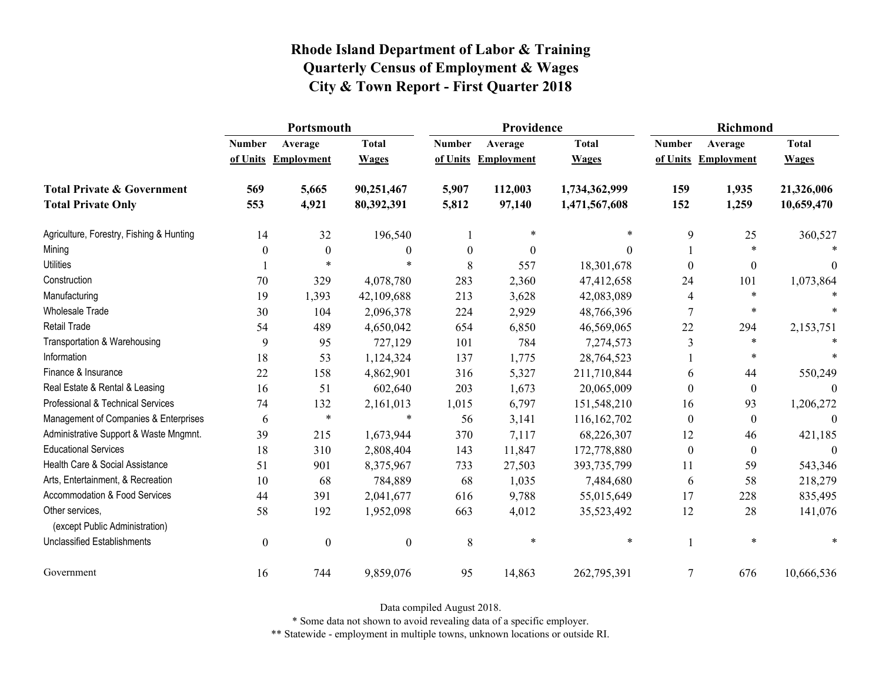# Rhode Island Department of Labor & Training
## Quarterly Census of Employment & Wages
## City & Town Report - First Quarter 2018

| | Portsmouth | | | Providence | | | Richmond | | |
|---|---|---|---|---|---|---|---|---|---|
| | Number of Units | Average Employment | Total Wages | Number of Units | Average Employment | Total Wages | Number of Units | Average Employment | Total Wages |
| **Total Private & Government** | **569** | **5,665** | **90,251,467** | **5,907** | **112,003** | **1,734,362,999** | **159** | **1,935** | **21,326,006** |
| **Total Private Only** | **553** | **4,921** | **80,392,391** | **5,812** | **97,140** | **1,471,567,608** | **152** | **1,259** | **10,659,470** |
| Agriculture, Forestry, Fishing & Hunting | 14 | 32 | 196,540 | 1 | * | * | 9 | 25 | 360,527 |
| Mining | 0 | 0 | 0 | 0 | 0 | 0 | 1 | * | * |
| Utilities | 1 | * | * | 8 | 557 | 18,301,678 | 0 | 0 | 0 |
| Construction | 70 | 329 | 4,078,780 | 283 | 2,360 | 47,412,658 | 24 | 101 | 1,073,864 |
| Manufacturing | 19 | 1,393 | 42,109,688 | 213 | 3,628 | 42,083,089 | 4 | * | * |
| Wholesale Trade | 30 | 104 | 2,096,378 | 224 | 2,929 | 48,766,396 | 7 | * | * |
| Retail Trade | 54 | 489 | 4,650,042 | 654 | 6,850 | 46,569,065 | 22 | 294 | 2,153,751 |
| Transportation & Warehousing | 9 | 95 | 727,129 | 101 | 784 | 7,274,573 | 3 | * | * |
| Information | 18 | 53 | 1,124,324 | 137 | 1,775 | 28,764,523 | 1 | * | * |
| Finance & Insurance | 22 | 158 | 4,862,901 | 316 | 5,327 | 211,710,844 | 6 | 44 | 550,249 |
| Real Estate & Rental & Leasing | 16 | 51 | 602,640 | 203 | 1,673 | 20,065,009 | 0 | 0 | 0 |
| Professional & Technical Services | 74 | 132 | 2,161,013 | 1,015 | 6,797 | 151,548,210 | 16 | 93 | 1,206,272 |
| Management of Companies & Enterprises | 6 | * | * | 56 | 3,141 | 116,162,702 | 0 | 0 | 0 |
| Administrative Support & Waste Mngmnt. | 39 | 215 | 1,673,944 | 370 | 7,117 | 68,226,307 | 12 | 46 | 421,185 |
| Educational Services | 18 | 310 | 2,808,404 | 143 | 11,847 | 172,778,880 | 0 | 0 | 0 |
| Health Care & Social Assistance | 51 | 901 | 8,375,967 | 733 | 27,503 | 393,735,799 | 11 | 59 | 543,346 |
| Arts, Entertainment, & Recreation | 10 | 68 | 784,889 | 68 | 1,035 | 7,484,680 | 6 | 58 | 218,279 |
| Accommodation & Food Services | 44 | 391 | 2,041,677 | 616 | 9,788 | 55,015,649 | 17 | 228 | 835,495 |
| Other services, (except Public Administration) | 58 | 192 | 1,952,098 | 663 | 4,012 | 35,523,492 | 12 | 28 | 141,076 |
| Unclassified Establishments | 0 | 0 | 0 | 8 | * | * | 1 | * | * |
| Government | 16 | 744 | 9,859,076 | 95 | 14,863 | 262,795,391 | 7 | 676 | 10,666,536 |

Data compiled August 2018.

* Some data not shown to avoid revealing data of a specific employer.

** Statewide - employment in multiple towns, unknown locations or outside RI.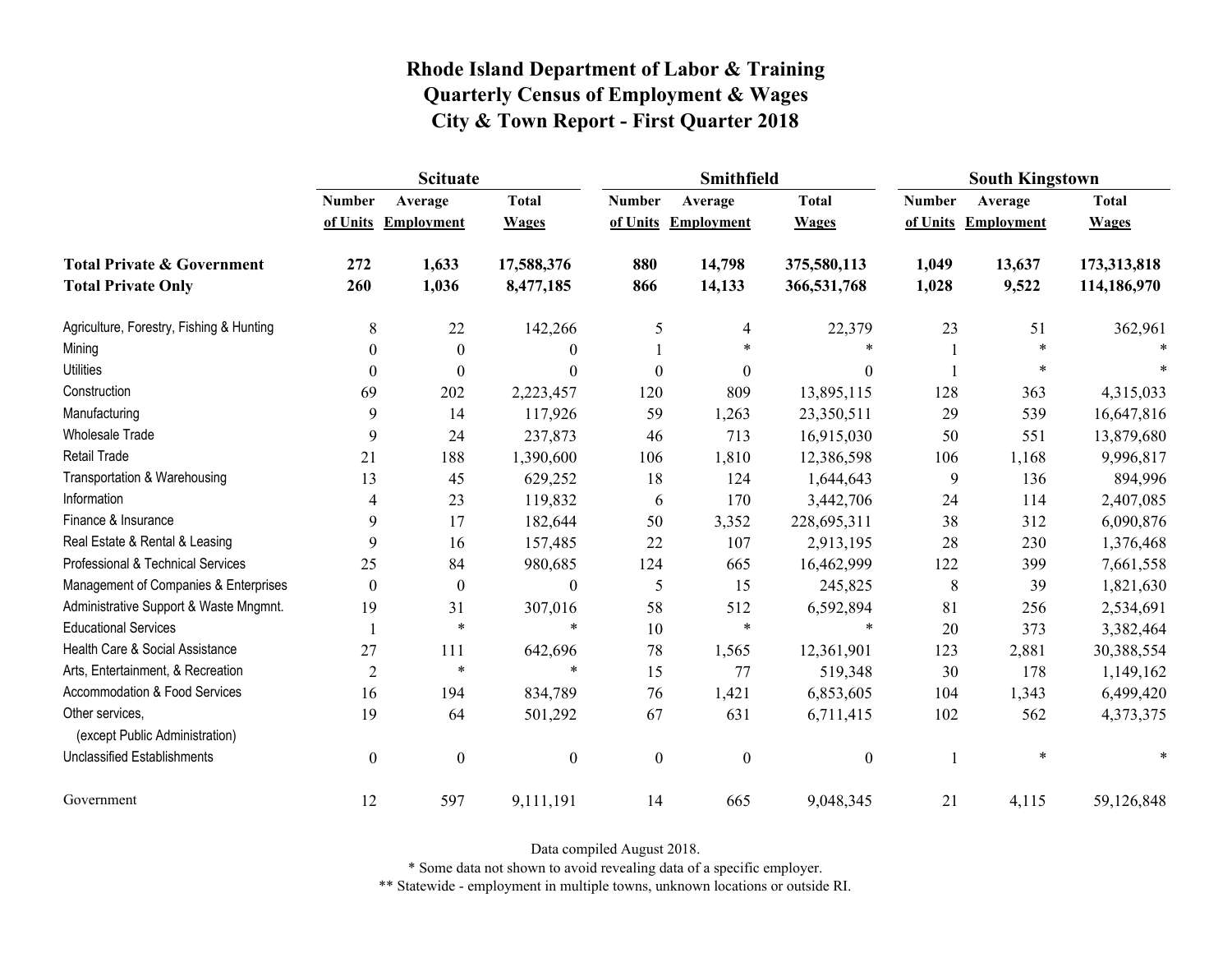# Rhode Island Department of Labor & Training
## Quarterly Census of Employment & Wages
## City & Town Report - First Quarter 2018

| | Scituate | | | Smithfield | | | South Kingstown | | |
|---|---|---|---|---|---|---|---|---|---|
| | Number of Units | Average Employment | Total Wages | Number of Units | Average Employment | Total Wages | Number of Units | Average Employment | Total Wages |
| **Total Private & Government** | **272** | **1,633** | **17,588,376** | **880** | **14,798** | **375,580,113** | **1,049** | **13,637** | **173,313,818** |
| **Total Private Only** | **260** | **1,036** | **8,477,185** | **866** | **14,133** | **366,531,768** | **1,028** | **9,522** | **114,186,970** |
| Agriculture, Forestry, Fishing & Hunting | 8 | 22 | 142,266 | 5 | 4 | 22,379 | 23 | 51 | 362,961 |
| Mining | 0 | 0 | 0 | 1 | * | * | 1 | * | * |
| Utilities | 0 | 0 | 0 | 0 | 0 | 0 | 1 | * | * |
| Construction | 69 | 202 | 2,223,457 | 120 | 809 | 13,895,115 | 128 | 363 | 4,315,033 |
| Manufacturing | 9 | 14 | 117,926 | 59 | 1,263 | 23,350,511 | 29 | 539 | 16,647,816 |
| Wholesale Trade | 9 | 24 | 237,873 | 46 | 713 | 16,915,030 | 50 | 551 | 13,879,680 |
| Retail Trade | 21 | 188 | 1,390,600 | 106 | 1,810 | 12,386,598 | 106 | 1,168 | 9,996,817 |
| Transportation & Warehousing | 13 | 45 | 629,252 | 18 | 124 | 1,644,643 | 9 | 136 | 894,996 |
| Information | 4 | 23 | 119,832 | 6 | 170 | 3,442,706 | 24 | 114 | 2,407,085 |
| Finance & Insurance | 9 | 17 | 182,644 | 50 | 3,352 | 228,695,311 | 38 | 312 | 6,090,876 |
| Real Estate & Rental & Leasing | 9 | 16 | 157,485 | 22 | 107 | 2,913,195 | 28 | 230 | 1,376,468 |
| Professional & Technical Services | 25 | 84 | 980,685 | 124 | 665 | 16,462,999 | 122 | 399 | 7,661,558 |
| Management of Companies & Enterprises | 0 | 0 | 0 | 5 | 15 | 245,825 | 8 | 39 | 1,821,630 |
| Administrative Support & Waste Mngmnt. | 19 | 31 | 307,016 | 58 | 512 | 6,592,894 | 81 | 256 | 2,534,691 |
| Educational Services | 1 | * | * | 10 | * | * | 20 | 373 | 3,382,464 |
| Health Care & Social Assistance | 27 | 111 | 642,696 | 78 | 1,565 | 12,361,901 | 123 | 2,881 | 30,388,554 |
| Arts, Entertainment, & Recreation | 2 | * | * | 15 | 77 | 519,348 | 30 | 178 | 1,149,162 |
| Accommodation & Food Services | 16 | 194 | 834,789 | 76 | 1,421 | 6,853,605 | 104 | 1,343 | 6,499,420 |
| Other services, (except Public Administration) | 19 | 64 | 501,292 | 67 | 631 | 6,711,415 | 102 | 562 | 4,373,375 |
| Unclassified Establishments | 0 | 0 | 0 | 0 | 0 | 0 | 1 | * | * |
| Government | 12 | 597 | 9,111,191 | 14 | 665 | 9,048,345 | 21 | 4,115 | 59,126,848 |

Data compiled August 2018.

* Some data not shown to avoid revealing data of a specific employer.

** Statewide - employment in multiple towns, unknown locations or outside RI.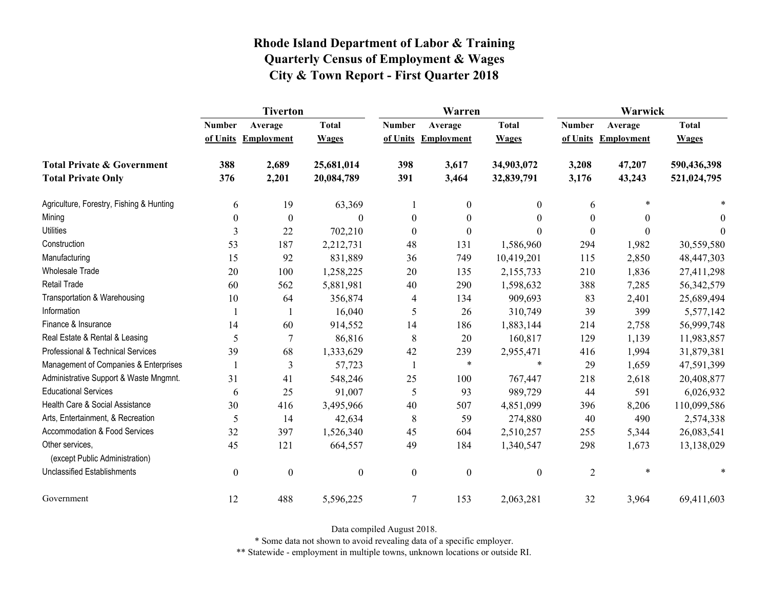# Rhode Island Department of Labor & Training
# Quarterly Census of Employment & Wages
# City & Town Report - First Quarter 2018

| | Tiverton | | | Warren | | | Warwick | | |
|---|---|---|---|---|---|---|---|---|---|
| | Number of Units | Average Employment | Total Wages | Number of Units | Average Employment | Total Wages | Number of Units | Average Employment | Total Wages |
| **Total Private & Government** | **388** | **2,689** | **25,681,014** | **398** | **3,617** | **34,903,072** | **3,208** | **47,207** | **590,436,398** |
| **Total Private Only** | **376** | **2,201** | **20,084,789** | **391** | **3,464** | **32,839,791** | **3,176** | **43,243** | **521,024,795** |
| Agriculture, Forestry, Fishing & Hunting | 6 | 19 | 63,369 | 1 | 0 | 0 | 6 | * | * |
| Mining | 0 | 0 | 0 | 0 | 0 | 0 | 0 | 0 | 0 |
| Utilities | 3 | 22 | 702,210 | 0 | 0 | 0 | 0 | 0 | 0 |
| Construction | 53 | 187 | 2,212,731 | 48 | 131 | 1,586,960 | 294 | 1,982 | 30,559,580 |
| Manufacturing | 15 | 92 | 831,889 | 36 | 749 | 10,419,201 | 115 | 2,850 | 48,447,303 |
| Wholesale Trade | 20 | 100 | 1,258,225 | 20 | 135 | 2,155,733 | 210 | 1,836 | 27,411,298 |
| Retail Trade | 60 | 562 | 5,881,981 | 40 | 290 | 1,598,632 | 388 | 7,285 | 56,342,579 |
| Transportation & Warehousing | 10 | 64 | 356,874 | 4 | 134 | 909,693 | 83 | 2,401 | 25,689,494 |
| Information | 1 | 1 | 16,040 | 5 | 26 | 310,749 | 39 | 399 | 5,577,142 |
| Finance & Insurance | 14 | 60 | 914,552 | 14 | 186 | 1,883,144 | 214 | 2,758 | 56,999,748 |
| Real Estate & Rental & Leasing | 5 | 7 | 86,816 | 8 | 20 | 160,817 | 129 | 1,139 | 11,983,857 |
| Professional & Technical Services | 39 | 68 | 1,333,629 | 42 | 239 | 2,955,471 | 416 | 1,994 | 31,879,381 |
| Management of Companies & Enterprises | 1 | 3 | 57,723 | 1 | * | * | 29 | 1,659 | 47,591,399 |
| Administrative Support & Waste Mngmnt. | 31 | 41 | 548,246 | 25 | 100 | 767,447 | 218 | 2,618 | 20,408,877 |
| Educational Services | 6 | 25 | 91,007 | 5 | 93 | 989,729 | 44 | 591 | 6,026,932 |
| Health Care & Social Assistance | 30 | 416 | 3,495,966 | 40 | 507 | 4,851,099 | 396 | 8,206 | 110,099,586 |
| Arts, Entertainment, & Recreation | 5 | 14 | 42,634 | 8 | 59 | 274,880 | 40 | 490 | 2,574,338 |
| Accommodation & Food Services | 32 | 397 | 1,526,340 | 45 | 604 | 2,510,257 | 255 | 5,344 | 26,083,541 |
| Other services, (except Public Administration) | 45 | 121 | 664,557 | 49 | 184 | 1,340,547 | 298 | 1,673 | 13,138,029 |
| Unclassified Establishments | 0 | 0 | 0 | 0 | 0 | 0 | 2 | * | * |
| Government | 12 | 488 | 5,596,225 | 7 | 153 | 2,063,281 | 32 | 3,964 | 69,411,603 |

Data compiled August 2018.

* Some data not shown to avoid revealing data of a specific employer.

** Statewide - employment in multiple towns, unknown locations or outside RI.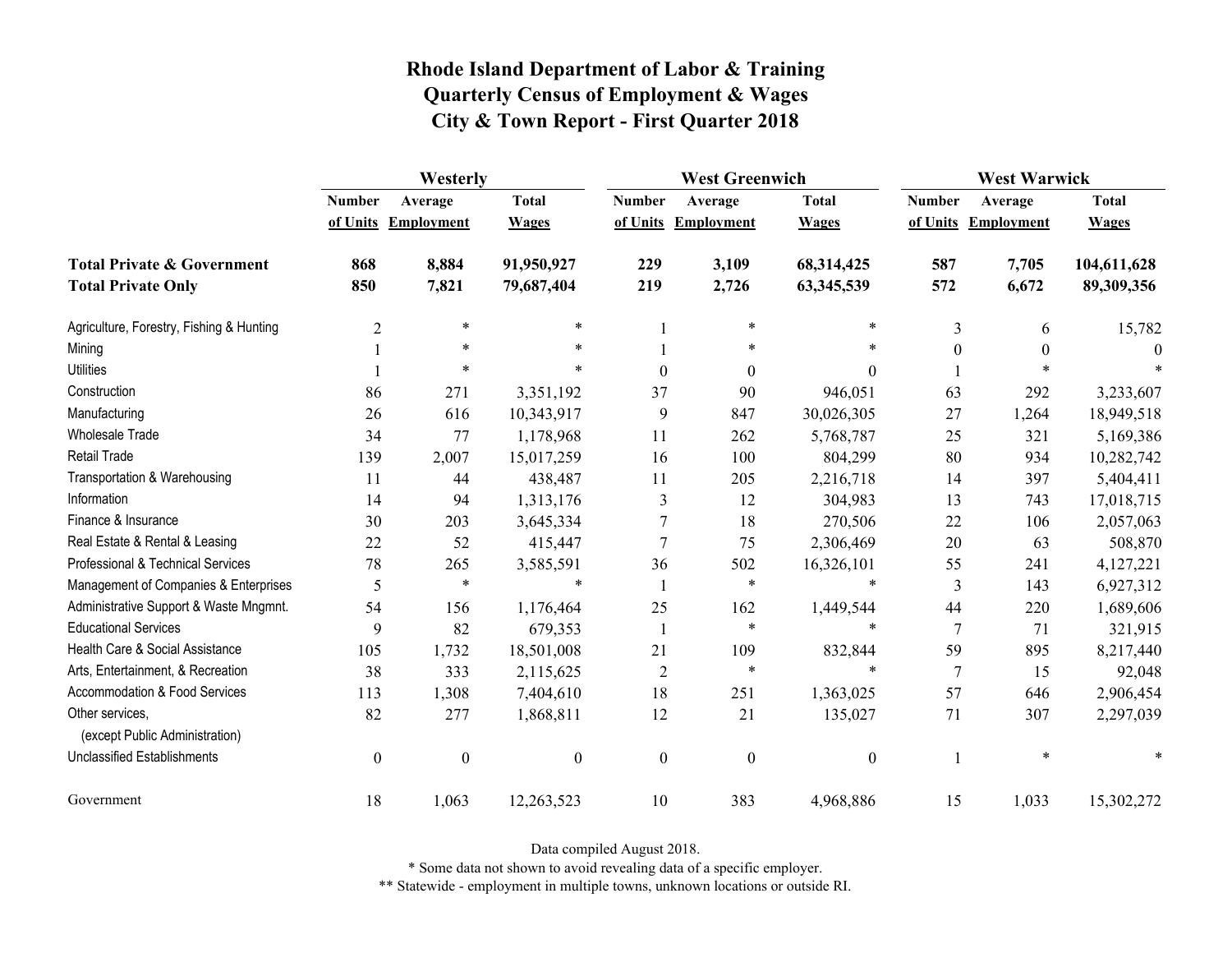# Rhode Island Department of Labor & Training
## Quarterly Census of Employment & Wages
## City & Town Report - First Quarter 2018

| | Westerly | | | West Greenwich | | | West Warwick | | |
|---|---|---|---|---|---|---|---|---|---|
| | Number of Units | Average Employment | Total Wages | Number of Units | Average Employment | Total Wages | Number of Units | Average Employment | Total Wages |
| **Total Private & Government** | **868** | **8,884** | **91,950,927** | **229** | **3,109** | **68,314,425** | **587** | **7,705** | **104,611,628** |
| **Total Private Only** | **850** | **7,821** | **79,687,404** | **219** | **2,726** | **63,345,539** | **572** | **6,672** | **89,309,356** |
| Agriculture, Forestry, Fishing & Hunting | 2 | * | * | 1 | * | * | 3 | 6 | 15,782 |
| Mining | 1 | * | * | 1 | * | * | 0 | 0 | 0 |
| Utilities | 1 | * | * | 0 | 0 | 0 | 1 | * | * |
| Construction | 86 | 271 | 3,351,192 | 37 | 90 | 946,051 | 63 | 292 | 3,233,607 |
| Manufacturing | 26 | 616 | 10,343,917 | 9 | 847 | 30,026,305 | 27 | 1,264 | 18,949,518 |
| Wholesale Trade | 34 | 77 | 1,178,968 | 11 | 262 | 5,768,787 | 25 | 321 | 5,169,386 |
| Retail Trade | 139 | 2,007 | 15,017,259 | 16 | 100 | 804,299 | 80 | 934 | 10,282,742 |
| Transportation & Warehousing | 11 | 44 | 438,487 | 11 | 205 | 2,216,718 | 14 | 397 | 5,404,411 |
| Information | 14 | 94 | 1,313,176 | 3 | 12 | 304,983 | 13 | 743 | 17,018,715 |
| Finance & Insurance | 30 | 203 | 3,645,334 | 7 | 18 | 270,506 | 22 | 106 | 2,057,063 |
| Real Estate & Rental & Leasing | 22 | 52 | 415,447 | 7 | 75 | 2,306,469 | 20 | 63 | 508,870 |
| Professional & Technical Services | 78 | 265 | 3,585,591 | 36 | 502 | 16,326,101 | 55 | 241 | 4,127,221 |
| Management of Companies & Enterprises | 5 | * | * | 1 | * | * | 3 | 143 | 6,927,312 |
| Administrative Support & Waste Mngmnt. | 54 | 156 | 1,176,464 | 25 | 162 | 1,449,544 | 44 | 220 | 1,689,606 |
| Educational Services | 9 | 82 | 679,353 | 1 | * | * | 7 | 71 | 321,915 |
| Health Care & Social Assistance | 105 | 1,732 | 18,501,008 | 21 | 109 | 832,844 | 59 | 895 | 8,217,440 |
| Arts, Entertainment, & Recreation | 38 | 333 | 2,115,625 | 2 | * | * | 7 | 15 | 92,048 |
| Accommodation & Food Services | 113 | 1,308 | 7,404,610 | 18 | 251 | 1,363,025 | 57 | 646 | 2,906,454 |
| Other services, (except Public Administration) | 82 | 277 | 1,868,811 | 12 | 21 | 135,027 | 71 | 307 | 2,297,039 |
| Unclassified Establishments | 0 | 0 | 0 | 0 | 0 | 0 | 1 | * | * |
| Government | 18 | 1,063 | 12,263,523 | 10 | 383 | 4,968,886 | 15 | 1,033 | 15,302,272 |

Data compiled August 2018.

* Some data not shown to avoid revealing data of a specific employer.

** Statewide - employment in multiple towns, unknown locations or outside RI.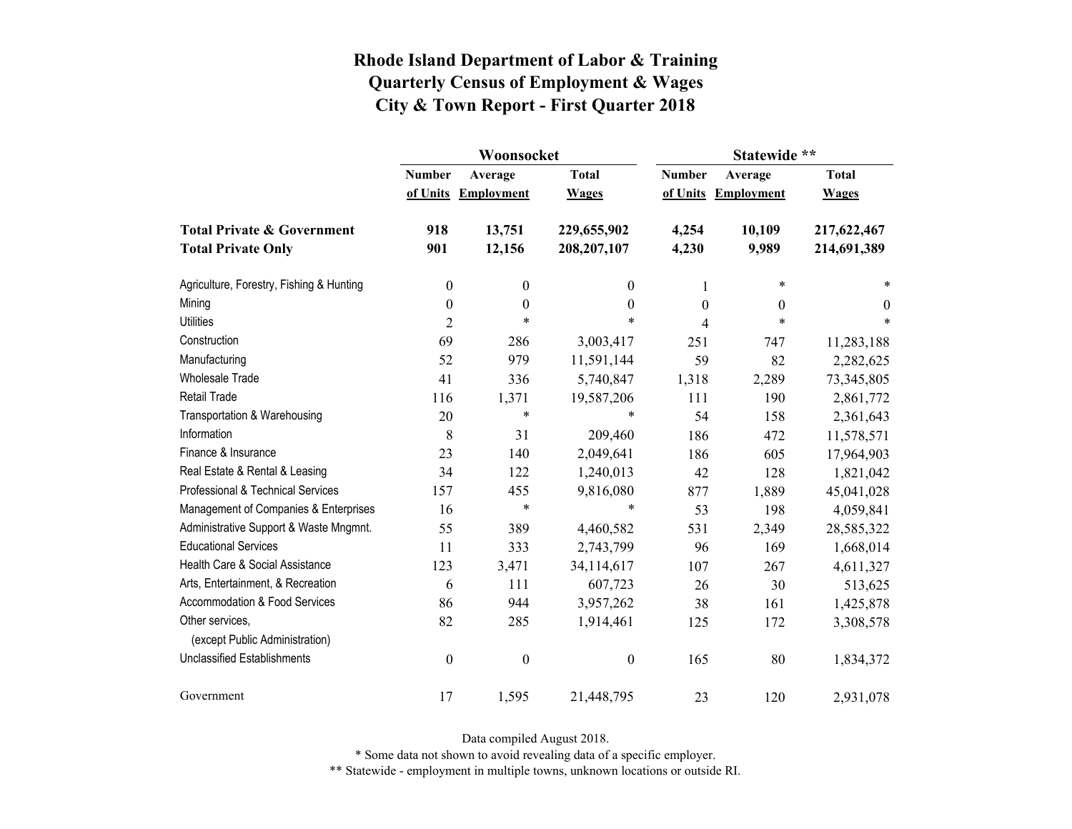# Rhode Island Department of Labor & Training
## Quarterly Census of Employment & Wages
## City & Town Report - First Quarter 2018

| | Woonsocket | | | Statewide ** | | |
|---|---|---|---|---|---|---|
| | Number of Units | Average Employment | Total Wages | Number of Units | Average Employment | Total Wages |
| **Total Private & Government** | **918** | **13,751** | **229,655,902** | **4,254** | **10,109** | **217,622,467** |
| **Total Private Only** | **901** | **12,156** | **208,207,107** | **4,230** | **9,989** | **214,691,389** |
| Agriculture, Forestry, Fishing & Hunting | 0 | 0 | 0 | 1 | * | * |
| Mining | 0 | 0 | 0 | 0 | 0 | 0 |
| Utilities | 2 | * | * | 4 | * | * |
| Construction | 69 | 286 | 3,003,417 | 251 | 747 | 11,283,188 |
| Manufacturing | 52 | 979 | 11,591,144 | 59 | 82 | 2,282,625 |
| Wholesale Trade | 41 | 336 | 5,740,847 | 1,318 | 2,289 | 73,345,805 |
| Retail Trade | 116 | 1,371 | 19,587,206 | 111 | 190 | 2,861,772 |
| Transportation & Warehousing | 20 | * | * | 54 | 158 | 2,361,643 |
| Information | 8 | 31 | 209,460 | 186 | 472 | 11,578,571 |
| Finance & Insurance | 23 | 140 | 2,049,641 | 186 | 605 | 17,964,903 |
| Real Estate & Rental & Leasing | 34 | 122 | 1,240,013 | 42 | 128 | 1,821,042 |
| Professional & Technical Services | 157 | 455 | 9,816,080 | 877 | 1,889 | 45,041,028 |
| Management of Companies & Enterprises | 16 | * | * | 53 | 198 | 4,059,841 |
| Administrative Support & Waste Mngmnt. | 55 | 389 | 4,460,582 | 531 | 2,349 | 28,585,322 |
| Educational Services | 11 | 333 | 2,743,799 | 96 | 169 | 1,668,014 |
| Health Care & Social Assistance | 123 | 3,471 | 34,114,617 | 107 | 267 | 4,611,327 |
| Arts, Entertainment, & Recreation | 6 | 111 | 607,723 | 26 | 30 | 513,625 |
| Accommodation & Food Services | 86 | 944 | 3,957,262 | 38 | 161 | 1,425,878 |
| Other services, (except Public Administration) | 82 | 285 | 1,914,461 | 125 | 172 | 3,308,578 |
| Unclassified Establishments | 0 | 0 | 0 | 165 | 80 | 1,834,372 |
| Government | 17 | 1,595 | 21,448,795 | 23 | 120 | 2,931,078 |

Data compiled August 2018.

* Some data not shown to avoid revealing data of a specific employer.

** Statewide - employment in multiple towns, unknown locations or outside RI.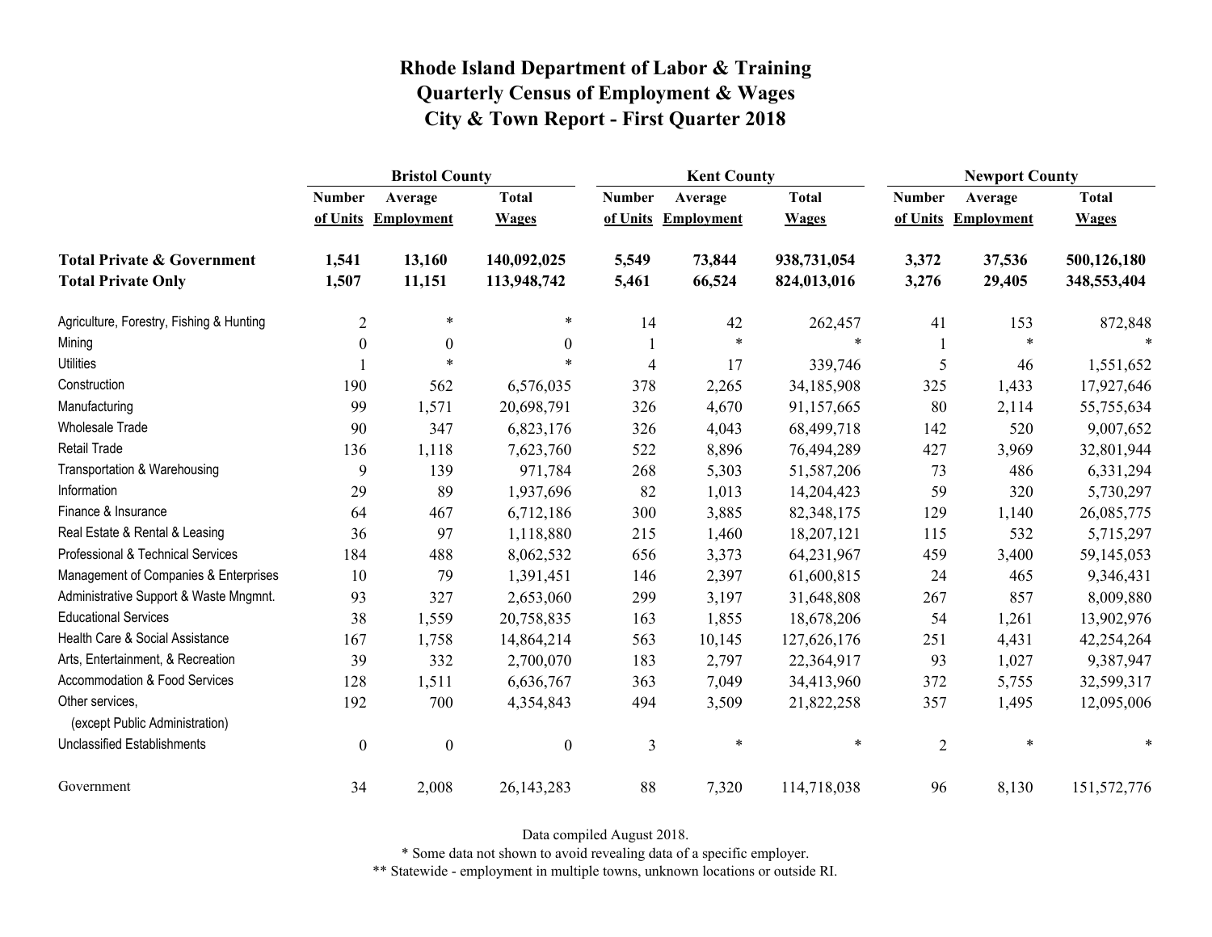# Rhode Island Department of Labor & Training
## Quarterly Census of Employment & Wages
## City & Town Report - First Quarter 2018

| | Bristol County | | | Kent County | | | Newport County | | |
|---|---|---|---|---|---|---|---|---|---|
| | Number of Units | Average Employment | Total Wages | Number of Units | Average Employment | Total Wages | Number of Units | Average Employment | Total Wages |
| **Total Private & Government** | **1,541** | **13,160** | **140,092,025** | **5,549** | **73,844** | **938,731,054** | **3,372** | **37,536** | **500,126,180** |
| **Total Private Only** | **1,507** | **11,151** | **113,948,742** | **5,461** | **66,524** | **824,013,016** | **3,276** | **29,405** | **348,553,404** |
| Agriculture, Forestry, Fishing & Hunting | 2 | * | * | 14 | 42 | 262,457 | 41 | 153 | 872,848 |
| Mining | 0 | 0 | 0 | 1 | * | * | 1 | * | * |
| Utilities | 1 | * | * | 4 | 17 | 339,746 | 5 | 46 | 1,551,652 |
| Construction | 190 | 562 | 6,576,035 | 378 | 2,265 | 34,185,908 | 325 | 1,433 | 17,927,646 |
| Manufacturing | 99 | 1,571 | 20,698,791 | 326 | 4,670 | 91,157,665 | 80 | 2,114 | 55,755,634 |
| Wholesale Trade | 90 | 347 | 6,823,176 | 326 | 4,043 | 68,499,718 | 142 | 520 | 9,007,652 |
| Retail Trade | 136 | 1,118 | 7,623,760 | 522 | 8,896 | 76,494,289 | 427 | 3,969 | 32,801,944 |
| Transportation & Warehousing | 9 | 139 | 971,784 | 268 | 5,303 | 51,587,206 | 73 | 486 | 6,331,294 |
| Information | 29 | 89 | 1,937,696 | 82 | 1,013 | 14,204,423 | 59 | 320 | 5,730,297 |
| Finance & Insurance | 64 | 467 | 6,712,186 | 300 | 3,885 | 82,348,175 | 129 | 1,140 | 26,085,775 |
| Real Estate & Rental & Leasing | 36 | 97 | 1,118,880 | 215 | 1,460 | 18,207,121 | 115 | 532 | 5,715,297 |
| Professional & Technical Services | 184 | 488 | 8,062,532 | 656 | 3,373 | 64,231,967 | 459 | 3,400 | 59,145,053 |
| Management of Companies & Enterprises | 10 | 79 | 1,391,451 | 146 | 2,397 | 61,600,815 | 24 | 465 | 9,346,431 |
| Administrative Support & Waste Mngmnt. | 93 | 327 | 2,653,060 | 299 | 3,197 | 31,648,808 | 267 | 857 | 8,009,880 |
| Educational Services | 38 | 1,559 | 20,758,835 | 163 | 1,855 | 18,678,206 | 54 | 1,261 | 13,902,976 |
| Health Care & Social Assistance | 167 | 1,758 | 14,864,214 | 563 | 10,145 | 127,626,176 | 251 | 4,431 | 42,254,264 |
| Arts, Entertainment, & Recreation | 39 | 332 | 2,700,070 | 183 | 2,797 | 22,364,917 | 93 | 1,027 | 9,387,947 |
| Accommodation & Food Services | 128 | 1,511 | 6,636,767 | 363 | 7,049 | 34,413,960 | 372 | 5,755 | 32,599,317 |
| Other services, (except Public Administration) | 192 | 700 | 4,354,843 | 494 | 3,509 | 21,822,258 | 357 | 1,495 | 12,095,006 |
| Unclassified Establishments | 0 | 0 | 0 | 3 | * | * | 2 | * | * |
| Government | 34 | 2,008 | 26,143,283 | 88 | 7,320 | 114,718,038 | 96 | 8,130 | 151,572,776 |

Data compiled August 2018.

* Some data not shown to avoid revealing data of a specific employer.

** Statewide - employment in multiple towns, unknown locations or outside RI.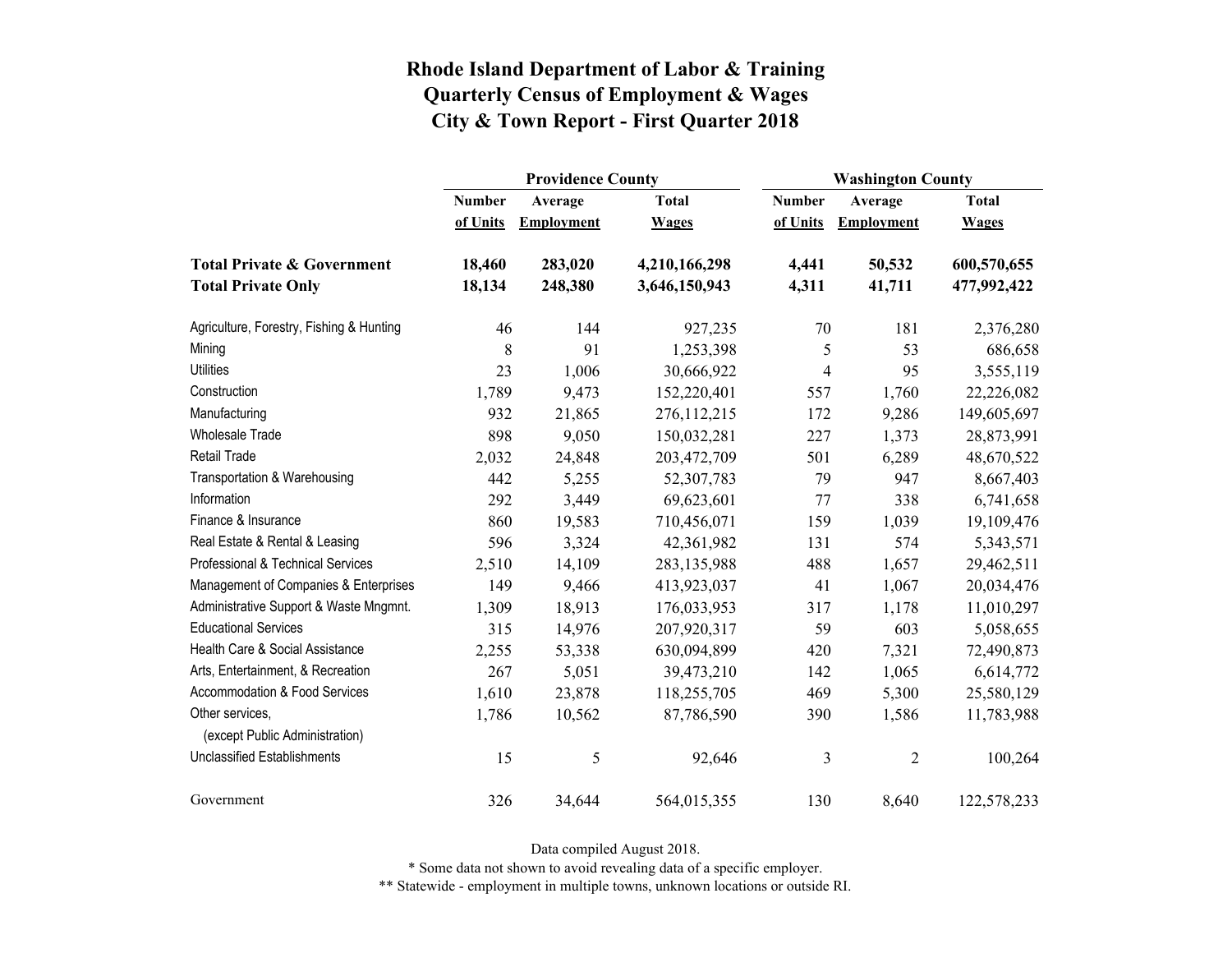# Rhode Island Department of Labor & Training
# Quarterly Census of Employment & Wages
# City & Town Report - First Quarter 2018

| | Providence County | | | Washington County | | |
|---|---|---|---|---|---|---|
| | Number of Units | Average Employment | Total Wages | Number of Units | Average Employment | Total Wages |
| **Total Private & Government** | **18,460** | **283,020** | **4,210,166,298** | **4,441** | **50,532** | **600,570,655** |
| **Total Private Only** | **18,134** | **248,380** | **3,646,150,943** | **4,311** | **41,711** | **477,992,422** |
| Agriculture, Forestry, Fishing & Hunting | 46 | 144 | 927,235 | 70 | 181 | 2,376,280 |
| Mining | 8 | 91 | 1,253,398 | 5 | 53 | 686,658 |
| Utilities | 23 | 1,006 | 30,666,922 | 4 | 95 | 3,555,119 |
| Construction | 1,789 | 9,473 | 152,220,401 | 557 | 1,760 | 22,226,082 |
| Manufacturing | 932 | 21,865 | 276,112,215 | 172 | 9,286 | 149,605,697 |
| Wholesale Trade | 898 | 9,050 | 150,032,281 | 227 | 1,373 | 28,873,991 |
| Retail Trade | 2,032 | 24,848 | 203,472,709 | 501 | 6,289 | 48,670,522 |
| Transportation & Warehousing | 442 | 5,255 | 52,307,783 | 79 | 947 | 8,667,403 |
| Information | 292 | 3,449 | 69,623,601 | 77 | 338 | 6,741,658 |
| Finance & Insurance | 860 | 19,583 | 710,456,071 | 159 | 1,039 | 19,109,476 |
| Real Estate & Rental & Leasing | 596 | 3,324 | 42,361,982 | 131 | 574 | 5,343,571 |
| Professional & Technical Services | 2,510 | 14,109 | 283,135,988 | 488 | 1,657 | 29,462,511 |
| Management of Companies & Enterprises | 149 | 9,466 | 413,923,037 | 41 | 1,067 | 20,034,476 |
| Administrative Support & Waste Mngmnt. | 1,309 | 18,913 | 176,033,953 | 317 | 1,178 | 11,010,297 |
| Educational Services | 315 | 14,976 | 207,920,317 | 59 | 603 | 5,058,655 |
| Health Care & Social Assistance | 2,255 | 53,338 | 630,094,899 | 420 | 7,321 | 72,490,873 |
| Arts, Entertainment, & Recreation | 267 | 5,051 | 39,473,210 | 142 | 1,065 | 6,614,772 |
| Accommodation & Food Services | 1,610 | 23,878 | 118,255,705 | 469 | 5,300 | 25,580,129 |
| Other services, (except Public Administration) | 1,786 | 10,562 | 87,786,590 | 390 | 1,586 | 11,783,988 |
| Unclassified Establishments | 15 | 5 | 92,646 | 3 | 2 | 100,264 |
| Government | 326 | 34,644 | 564,015,355 | 130 | 8,640 | 122,578,233 |

Data compiled August 2018.

* Some data not shown to avoid revealing data of a specific employer.

** Statewide - employment in multiple towns, unknown locations or outside RI.